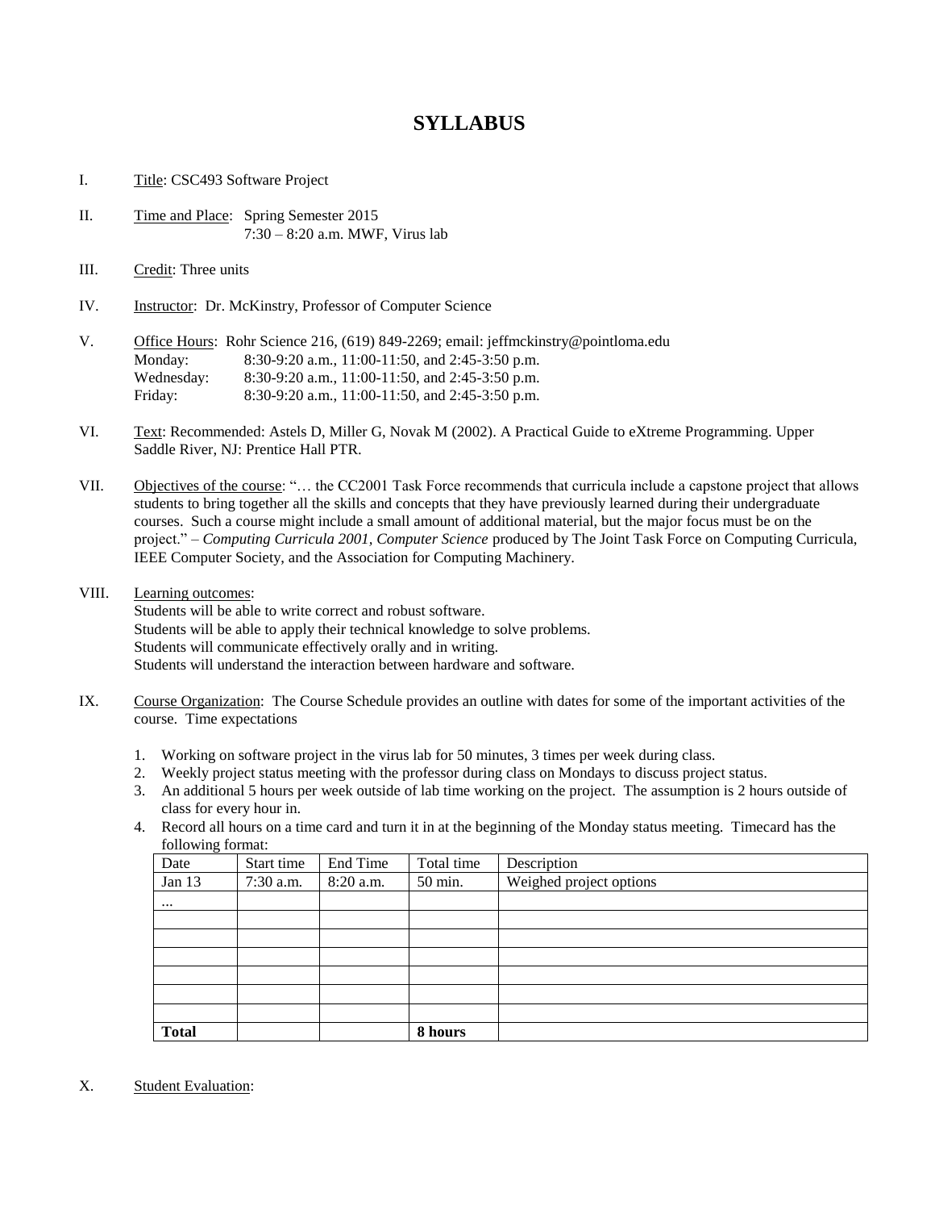# SYLLABUS

I. Title: CSC493 Software Project

II. Time and Place: Spring Semester 2015
7:30 – 8:20 a.m. MWF, Virus lab

III. Credit: Three units

IV. Instructor: Dr. McKinstry, Professor of Computer Science

V. Office Hours: Rohr Science 216, (619) 849-2269; email: jeffmckinstry@pointloma.edu
Monday: 8:30-9:20 a.m., 11:00-11:50, and 2:45-3:50 p.m.
Wednesday: 8:30-9:20 a.m., 11:00-11:50, and 2:45-3:50 p.m.
Friday: 8:30-9:20 a.m., 11:00-11:50, and 2:45-3:50 p.m.

VI. Text: Recommended: Astels D, Miller G, Novak M (2002). A Practical Guide to eXtreme Programming. Upper Saddle River, NJ: Prentice Hall PTR.

VII. Objectives of the course: "… the CC2001 Task Force recommends that curricula include a capstone project that allows students to bring together all the skills and concepts that they have previously learned during their undergraduate courses. Such a course might include a small amount of additional material, but the major focus must be on the project." – *Computing Curricula 2001, Computer Science* produced by The Joint Task Force on Computing Curricula, IEEE Computer Society, and the Association for Computing Machinery.

VIII. Learning outcomes:
Students will be able to write correct and robust software.
Students will be able to apply their technical knowledge to solve problems.
Students will communicate effectively orally and in writing.
Students will understand the interaction between hardware and software.

IX. Course Organization: The Course Schedule provides an outline with dates for some of the important activities of the course. Time expectations

1. Working on software project in the virus lab for 50 minutes, 3 times per week during class.
2. Weekly project status meeting with the professor during class on Mondays to discuss project status.
3. An additional 5 hours per week outside of lab time working on the project. The assumption is 2 hours outside of class for every hour in.
4. Record all hours on a time card and turn it in at the beginning of the Monday status meeting. Timecard has the following format:

| Date | Start time | End Time | Total time | Description |
|---|---|---|---|---|
| Jan 13 | 7:30 a.m. | 8:20 a.m. | 50 min. | Weighed project options |
| ... | | | | |
| | | | | |
| | | | | |
| | | | | |
| | | | | |
| | | | | |
| | | | | |
| **Total** | | | **8 hours** | |

X. Student Evaluation: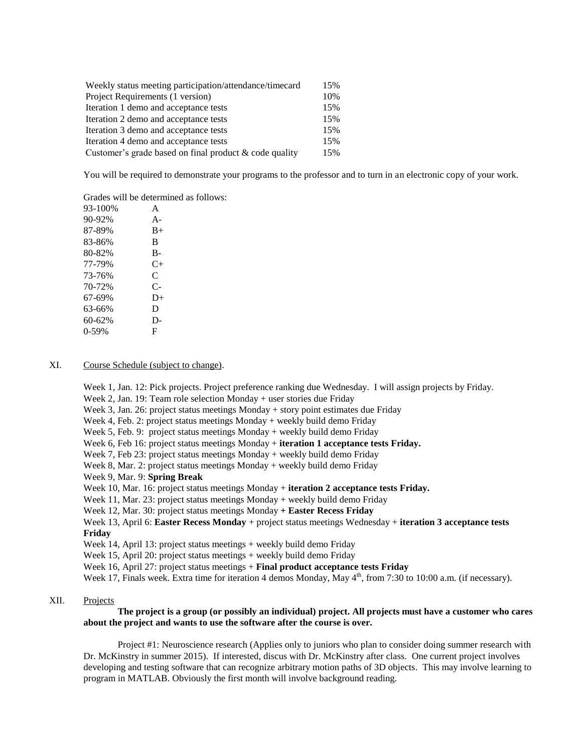| | |
|---|---|
| Weekly status meeting participation/attendance/timecard | 15% |
| Project Requirements (1 version) | 10% |
| Iteration 1 demo and acceptance tests | 15% |
| Iteration 2 demo and acceptance tests | 15% |
| Iteration 3 demo and acceptance tests | 15% |
| Iteration 4 demo and acceptance tests | 15% |
| Customer's grade based on final product & code quality | 15% |

You will be required to demonstrate your programs to the professor and to turn in an electronic copy of your work.

Grades will be determined as follows:

| | |
|---|---|
| 93-100% | A |
| 90-92% | A- |
| 87-89% | B+ |
| 83-86% | B |
| 80-82% | B- |
| 77-79% | C+ |
| 73-76% | C |
| 70-72% | C- |
| 67-69% | D+ |
| 63-66% | D |
| 60-62% | D- |
| 0-59% | F |

## XI. Course Schedule (subject to change).

Week 1, Jan. 12: Pick projects. Project preference ranking due Wednesday. I will assign projects by Friday.
Week 2, Jan. 19: Team role selection Monday + user stories due Friday
Week 3, Jan. 26: project status meetings Monday + story point estimates due Friday
Week 4, Feb. 2: project status meetings Monday + weekly build demo Friday
Week 5, Feb. 9: project status meetings Monday + weekly build demo Friday
Week 6, Feb 16: project status meetings Monday + **iteration 1 acceptance tests Friday.**
Week 7, Feb 23: project status meetings Monday + weekly build demo Friday
Week 8, Mar. 2: project status meetings Monday + weekly build demo Friday
Week 9, Mar. 9: **Spring Break**
Week 10, Mar. 16: project status meetings Monday + **iteration 2 acceptance tests Friday.**
Week 11, Mar. 23: project status meetings Monday + weekly build demo Friday
Week 12, Mar. 30: project status meetings Monday **+ Easter Recess Friday**
Week 13, April 6: **Easter Recess Monday** + project status meetings Wednesday + **iteration 3 acceptance tests Friday**
Week 14, April 13: project status meetings + weekly build demo Friday
Week 15, April 20: project status meetings + weekly build demo Friday
Week 16, April 27: project status meetings + **Final product acceptance tests Friday**
Week 17, Finals week. Extra time for iteration 4 demos Monday, May 4th, from 7:30 to 10:00 a.m. (if necessary).

## XII. Projects

**The project is a group (or possibly an individual) project. All projects must have a customer who cares about the project and wants to use the software after the course is over.**

Project #1: Neuroscience research (Applies only to juniors who plan to consider doing summer research with Dr. McKinstry in summer 2015). If interested, discus with Dr. McKinstry after class. One current project involves developing and testing software that can recognize arbitrary motion paths of 3D objects. This may involve learning to program in MATLAB. Obviously the first month will involve background reading.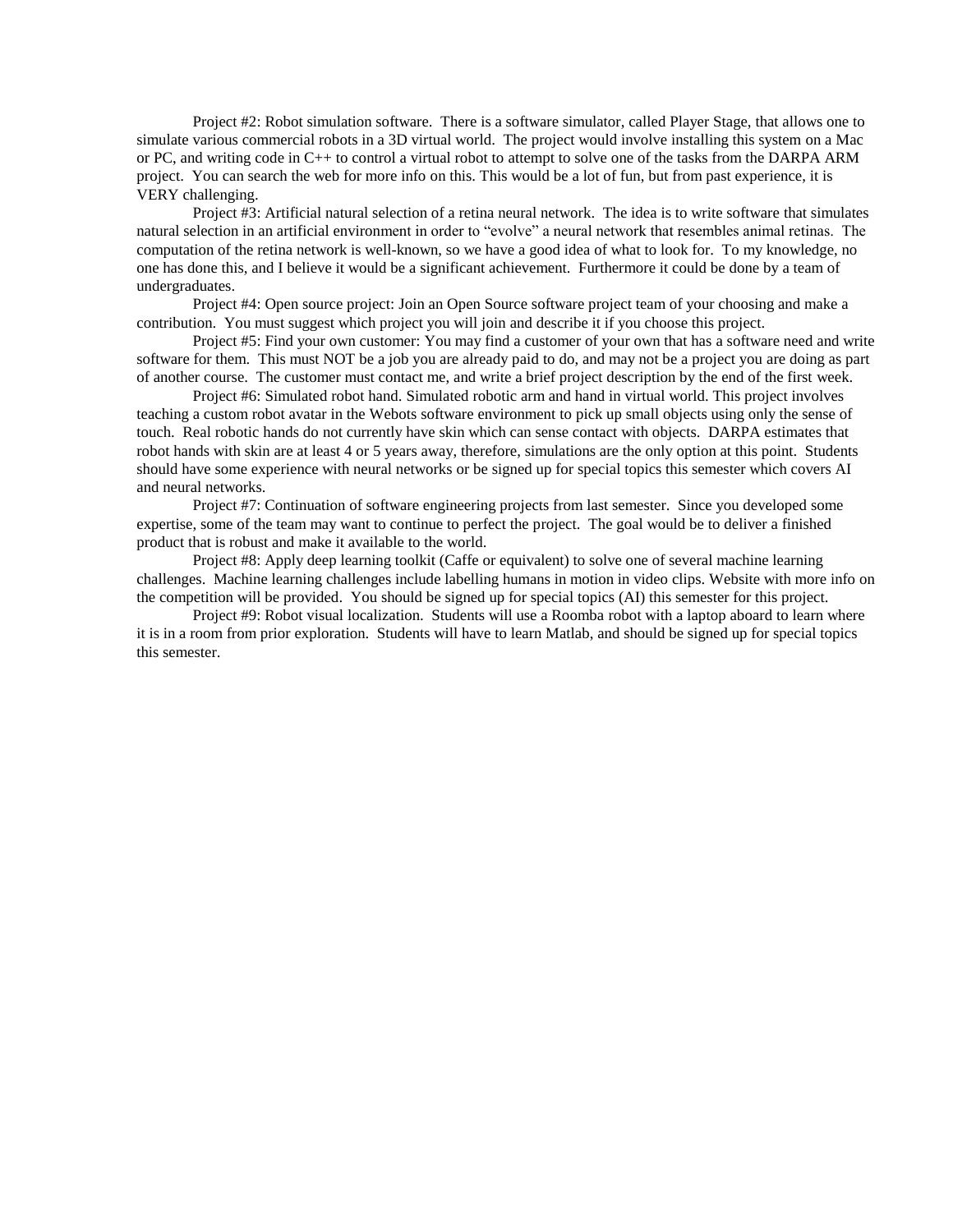Project #2: Robot simulation software. There is a software simulator, called Player Stage, that allows one to simulate various commercial robots in a 3D virtual world. The project would involve installing this system on a Mac or PC, and writing code in C++ to control a virtual robot to attempt to solve one of the tasks from the DARPA ARM project. You can search the web for more info on this. This would be a lot of fun, but from past experience, it is VERY challenging.

Project #3: Artificial natural selection of a retina neural network. The idea is to write software that simulates natural selection in an artificial environment in order to "evolve" a neural network that resembles animal retinas. The computation of the retina network is well-known, so we have a good idea of what to look for. To my knowledge, no one has done this, and I believe it would be a significant achievement. Furthermore it could be done by a team of undergraduates.

Project #4: Open source project: Join an Open Source software project team of your choosing and make a contribution. You must suggest which project you will join and describe it if you choose this project.

Project #5: Find your own customer: You may find a customer of your own that has a software need and write software for them. This must NOT be a job you are already paid to do, and may not be a project you are doing as part of another course. The customer must contact me, and write a brief project description by the end of the first week.

Project #6: Simulated robot hand. Simulated robotic arm and hand in virtual world. This project involves teaching a custom robot avatar in the Webots software environment to pick up small objects using only the sense of touch. Real robotic hands do not currently have skin which can sense contact with objects. DARPA estimates that robot hands with skin are at least 4 or 5 years away, therefore, simulations are the only option at this point. Students should have some experience with neural networks or be signed up for special topics this semester which covers AI and neural networks.

Project #7: Continuation of software engineering projects from last semester. Since you developed some expertise, some of the team may want to continue to perfect the project. The goal would be to deliver a finished product that is robust and make it available to the world.

Project #8: Apply deep learning toolkit (Caffe or equivalent) to solve one of several machine learning challenges. Machine learning challenges include labelling humans in motion in video clips. Website with more info on the competition will be provided. You should be signed up for special topics (AI) this semester for this project.

Project #9: Robot visual localization. Students will use a Roomba robot with a laptop aboard to learn where it is in a room from prior exploration. Students will have to learn Matlab, and should be signed up for special topics this semester.